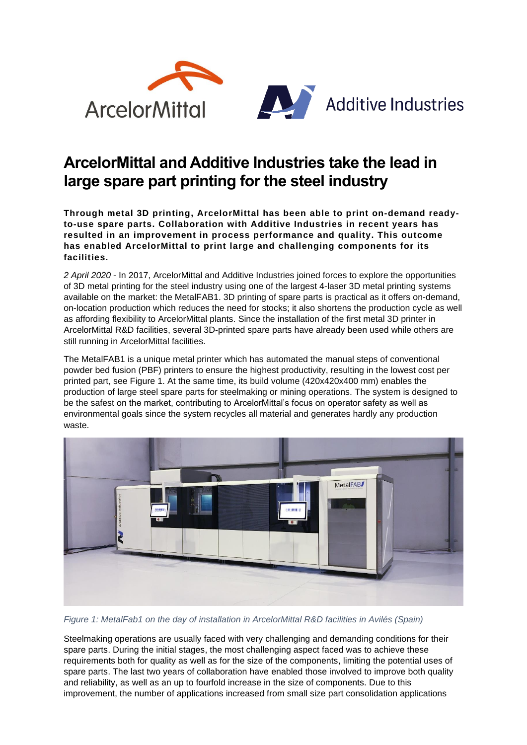# ArcelorMittal and Additive Industries take the lead in large spare part printing for the steel industry

**Through metal 3D printing, ArcelorMittal has been able to print on-demand ready-to-use spare parts. Collaboration with Additive Industries in recent years has resulted in an improvement in process performance and quality. This outcome has enabled ArcelorMittal to print large and challenging components for its facilities.**

*2 April 2020* - In 2017, ArcelorMittal and Additive Industries joined forces to explore the opportunities of 3D metal printing for the steel industry using one of the largest 4-laser 3D metal printing systems available on the market: the MetalFAB1. 3D printing of spare parts is practical as it offers on-demand, on-location production which reduces the need for stocks; it also shortens the production cycle as well as affording flexibility to ArcelorMittal plants. Since the installation of the first metal 3D printer in ArcelorMittal R&D facilities, several 3D-printed spare parts have already been used while others are still running in ArcelorMittal facilities.

The MetalFAB1 is a unique metal printer which has automated the manual steps of conventional powder bed fusion (PBF) printers to ensure the highest productivity, resulting in the lowest cost per printed part, see Figure 1. At the same time, its build volume (420x420x400 mm) enables the production of large steel spare parts for steelmaking or mining operations. The system is designed to be the safest on the market, contributing to ArcelorMittal's focus on operator safety as well as environmental goals since the system recycles all material and generates hardly any production waste.

*Figure 1: MetalFab1 on the day of installation in ArcelorMittal R&D facilities in Avilés (Spain)*

Steelmaking operations are usually faced with very challenging and demanding conditions for their spare parts. During the initial stages, the most challenging aspect faced was to achieve these requirements both for quality as well as for the size of the components, limiting the potential uses of spare parts. The last two years of collaboration have enabled those involved to improve both quality and reliability, as well as an up to fourfold increase in the size of components. Due to this improvement, the number of applications increased from small size part consolidation applications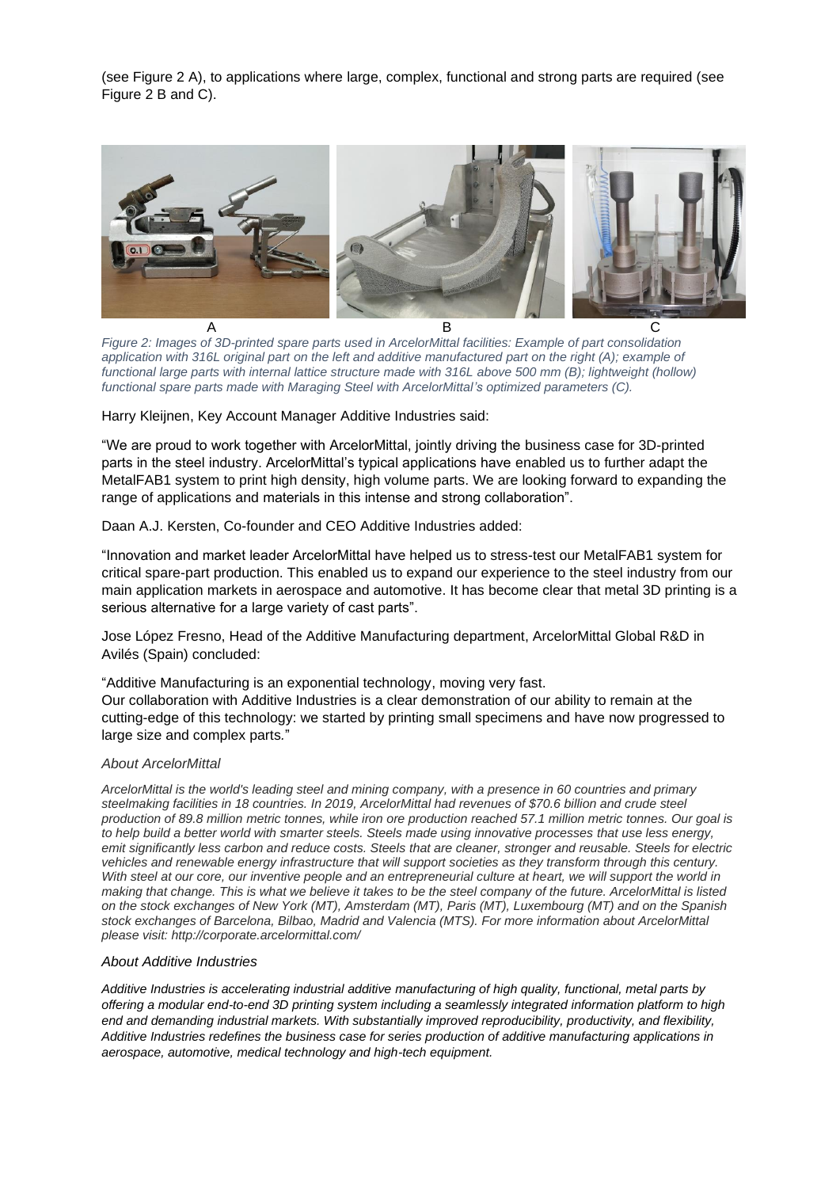(see Figure 2 A), to applications where large, complex, functional and strong parts are required (see Figure 2 B and C).

A B C

*Figure 2: Images of 3D-printed spare parts used in ArcelorMittal facilities: Example of part consolidation application with 316L original part on the left and additive manufactured part on the right (A); example of functional large parts with internal lattice structure made with 316L above 500 mm (B); lightweight (hollow) functional spare parts made with Maraging Steel with ArcelorMittal's optimized parameters (C).*

Harry Kleijnen, Key Account Manager Additive Industries said:

"We are proud to work together with ArcelorMittal, jointly driving the business case for 3D-printed parts in the steel industry. ArcelorMittal's typical applications have enabled us to further adapt the MetalFAB1 system to print high density, high volume parts. We are looking forward to expanding the range of applications and materials in this intense and strong collaboration".

Daan A.J. Kersten, Co-founder and CEO Additive Industries added:

"Innovation and market leader ArcelorMittal have helped us to stress-test our MetalFAB1 system for critical spare-part production. This enabled us to expand our experience to the steel industry from our main application markets in aerospace and automotive. It has become clear that metal 3D printing is a serious alternative for a large variety of cast parts".

Jose López Fresno, Head of the Additive Manufacturing department, ArcelorMittal Global R&D in Avilés (Spain) concluded:

"Additive Manufacturing is an exponential technology, moving very fast.
Our collaboration with Additive Industries is a clear demonstration of our ability to remain at the cutting-edge of this technology: we started by printing small specimens and have now progressed to large size and complex parts."

### *About ArcelorMittal*

*ArcelorMittal is the world's leading steel and mining company, with a presence in 60 countries and primary steelmaking facilities in 18 countries. In 2019, ArcelorMittal had revenues of $70.6 billion and crude steel production of 89.8 million metric tonnes, while iron ore production reached 57.1 million metric tonnes. Our goal is to help build a better world with smarter steels. Steels made using innovative processes that use less energy, emit significantly less carbon and reduce costs. Steels that are cleaner, stronger and reusable. Steels for electric vehicles and renewable energy infrastructure that will support societies as they transform through this century. With steel at our core, our inventive people and an entrepreneurial culture at heart, we will support the world in making that change. This is what we believe it takes to be the steel company of the future. ArcelorMittal is listed on the stock exchanges of New York (MT), Amsterdam (MT), Paris (MT), Luxembourg (MT) and on the Spanish stock exchanges of Barcelona, Bilbao, Madrid and Valencia (MTS). For more information about ArcelorMittal please visit: http://corporate.arcelormittal.com/*

### *About Additive Industries*

*Additive Industries is accelerating industrial additive manufacturing of high quality, functional, metal parts by offering a modular end-to-end 3D printing system including a seamlessly integrated information platform to high end and demanding industrial markets. With substantially improved reproducibility, productivity, and flexibility, Additive Industries redefines the business case for series production of additive manufacturing applications in aerospace, automotive, medical technology and high-tech equipment.*